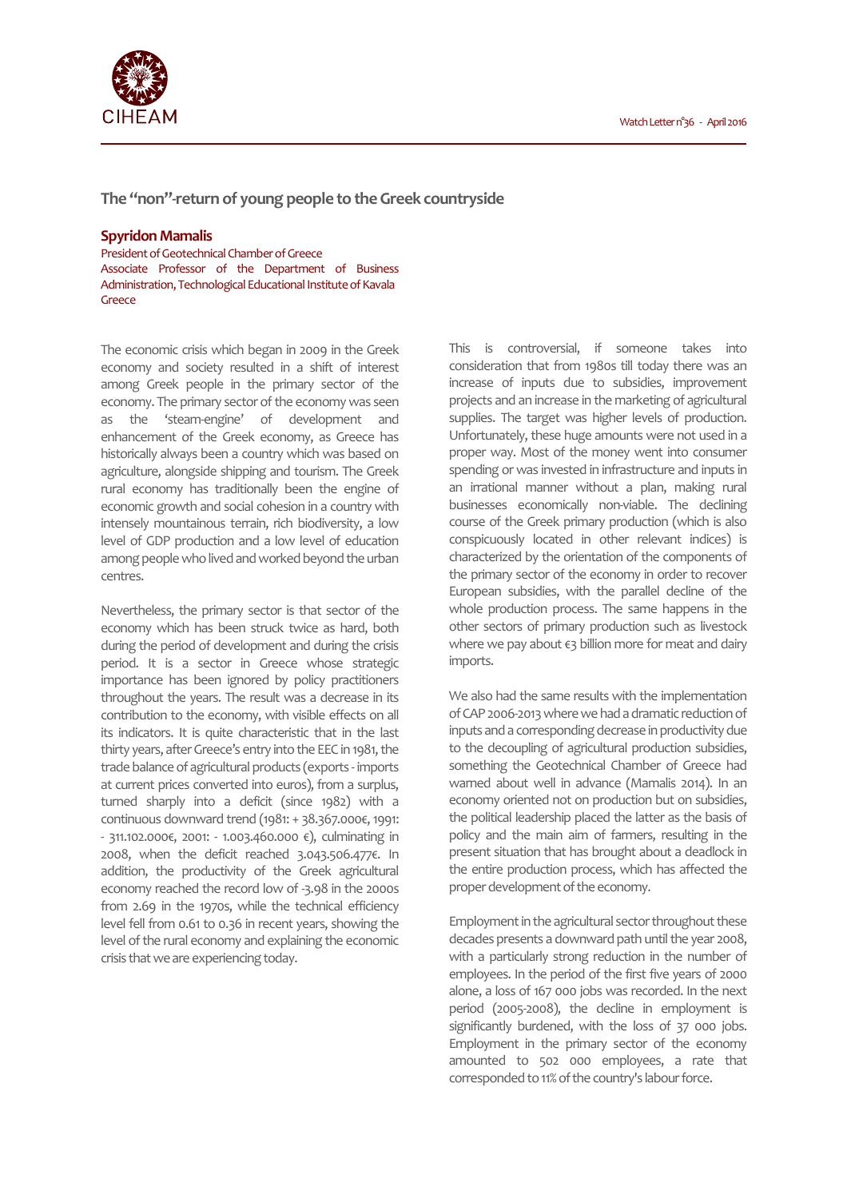# The "non"-return of young people to the Greek countryside

**Spyridon Mamalis**

President of Geotechnical Chamber of Greece
Associate Professor of the Department of Business Administration, Technological Educational Institute of Kavala
Greece

The economic crisis which began in 2009 in the Greek economy and society resulted in a shift of interest among Greek people in the primary sector of the economy. The primary sector of the economy was seen as the 'steam-engine' of development and enhancement of the Greek economy, as Greece has historically always been a country which was based on agriculture, alongside shipping and tourism. The Greek rural economy has traditionally been the engine of economic growth and social cohesion in a country with intensely mountainous terrain, rich biodiversity, a low level of GDP production and a low level of education among people who lived and worked beyond the urban centres.

Nevertheless, the primary sector is that sector of the economy which has been struck twice as hard, both during the period of development and during the crisis period. It is a sector in Greece whose strategic importance has been ignored by policy practitioners throughout the years. The result was a decrease in its contribution to the economy, with visible effects on all its indicators. It is quite characteristic that in the last thirty years, after Greece's entry into the EEC in 1981, the trade balance of agricultural products (exports - imports at current prices converted into euros), from a surplus, turned sharply into a deficit (since 1982) with a continuous downward trend (1981: + 38.367.000€, 1991: - 311.102.000€, 2001: - 1.003.460.000 €), culminating in 2008, when the deficit reached 3.043.506.477€. In addition, the productivity of the Greek agricultural economy reached the record low of -3.98 in the 2000s from 2.69 in the 1970s, while the technical efficiency level fell from 0.61 to 0.36 in recent years, showing the level of the rural economy and explaining the economic crisis that we are experiencing today.

This is controversial, if someone takes into consideration that from 1980s till today there was an increase of inputs due to subsidies, improvement projects and an increase in the marketing of agricultural supplies. The target was higher levels of production. Unfortunately, these huge amounts were not used in a proper way. Most of the money went into consumer spending or was invested in infrastructure and inputs in an irrational manner without a plan, making rural businesses economically non-viable. The declining course of the Greek primary production (which is also conspicuously located in other relevant indices) is characterized by the orientation of the components of the primary sector of the economy in order to recover European subsidies, with the parallel decline of the whole production process. The same happens in the other sectors of primary production such as livestock where we pay about €3 billion more for meat and dairy imports.

We also had the same results with the implementation of CAP 2006-2013 where we had a dramatic reduction of inputs and a corresponding decrease in productivity due to the decoupling of agricultural production subsidies, something the Geotechnical Chamber of Greece had warned about well in advance (Mamalis 2014). In an economy oriented not on production but on subsidies, the political leadership placed the latter as the basis of policy and the main aim of farmers, resulting in the present situation that has brought about a deadlock in the entire production process, which has affected the proper development of the economy.

Employment in the agricultural sector throughout these decades presents a downward path until the year 2008, with a particularly strong reduction in the number of employees. In the period of the first five years of 2000 alone, a loss of 167 000 jobs was recorded. In the next period (2005-2008), the decline in employment is significantly burdened, with the loss of 37 000 jobs. Employment in the primary sector of the economy amounted to 502 000 employees, a rate that corresponded to 11% of the country's labour force.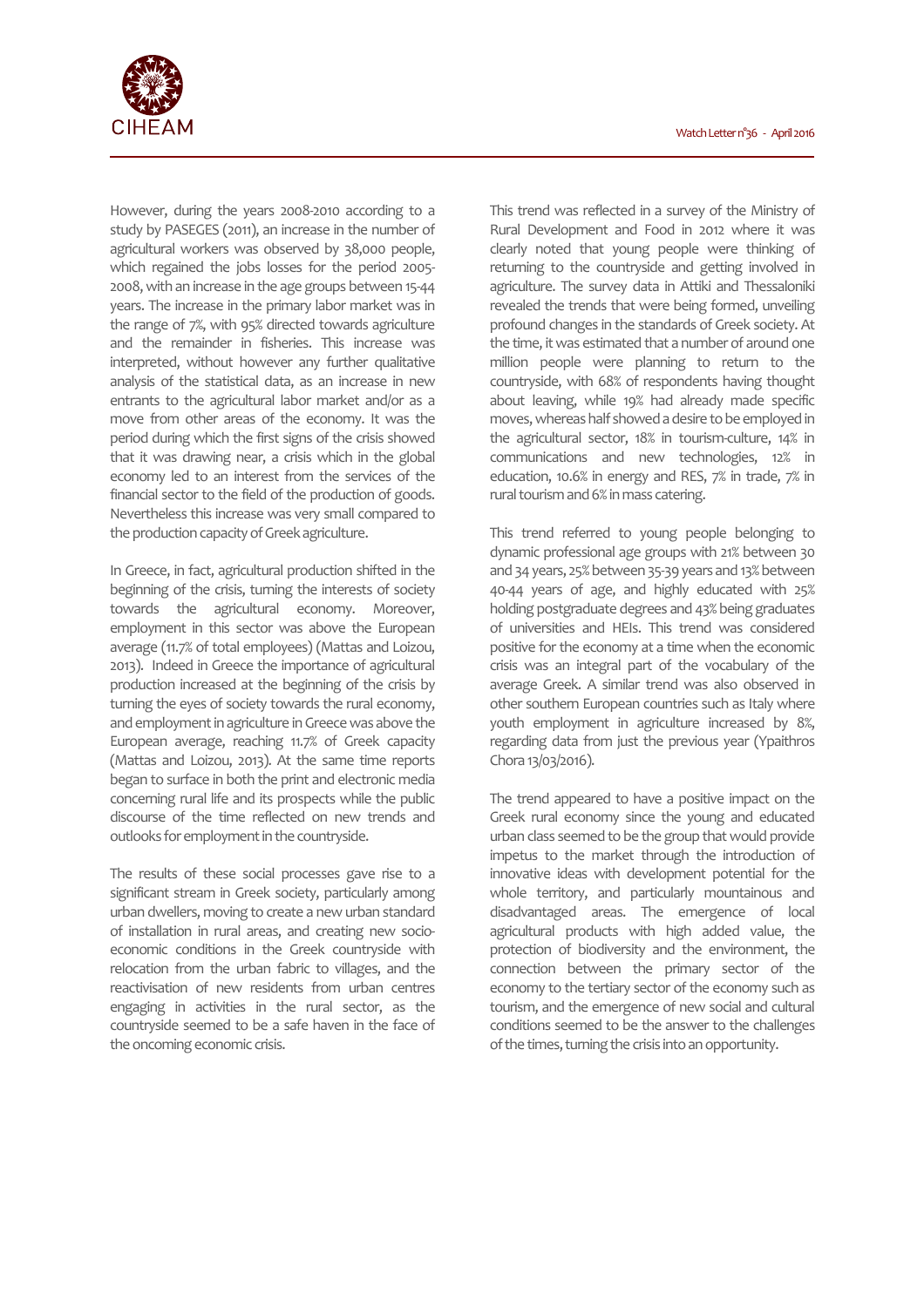However, during the years 2008-2010 according to a study by PASEGES (2011), an increase in the number of agricultural workers was observed by 38,000 people, which regained the jobs losses for the period 2005-2008, with an increase in the age groups between 15-44 years. The increase in the primary labor market was in the range of 7%, with 95% directed towards agriculture and the remainder in fisheries. This increase was interpreted, without however any further qualitative analysis of the statistical data, as an increase in new entrants to the agricultural labor market and/or as a move from other areas of the economy. It was the period during which the first signs of the crisis showed that it was drawing near, a crisis which in the global economy led to an interest from the services of the financial sector to the field of the production of goods. Nevertheless this increase was very small compared to the production capacity of Greek agriculture.

In Greece, in fact, agricultural production shifted in the beginning of the crisis, turning the interests of society towards the agricultural economy. Moreover, employment in this sector was above the European average (11.7% of total employees) (Mattas and Loizou, 2013). Indeed in Greece the importance of agricultural production increased at the beginning of the crisis by turning the eyes of society towards the rural economy, and employment in agriculture in Greece was above the European average, reaching 11.7% of Greek capacity (Mattas and Loizou, 2013). At the same time reports began to surface in both the print and electronic media concerning rural life and its prospects while the public discourse of the time reflected on new trends and outlooks for employment in the countryside.

The results of these social processes gave rise to a significant stream in Greek society, particularly among urban dwellers, moving to create a new urban standard of installation in rural areas, and creating new socio-economic conditions in the Greek countryside with relocation from the urban fabric to villages, and the reactivisation of new residents from urban centres engaging in activities in the rural sector, as the countryside seemed to be a safe haven in the face of the oncoming economic crisis.

This trend was reflected in a survey of the Ministry of Rural Development and Food in 2012 where it was clearly noted that young people were thinking of returning to the countryside and getting involved in agriculture. The survey data in Attiki and Thessaloniki revealed the trends that were being formed, unveiling profound changes in the standards of Greek society. At the time, it was estimated that a number of around one million people were planning to return to the countryside, with 68% of respondents having thought about leaving, while 19% had already made specific moves, whereas half showed a desire to be employed in the agricultural sector, 18% in tourism-culture, 14% in communications and new technologies, 12% in education, 10.6% in energy and RES, 7% in trade, 7% in rural tourism and 6% in mass catering.

This trend referred to young people belonging to dynamic professional age groups with 21% between 30 and 34 years, 25% between 35-39 years and 13% between 40-44 years of age, and highly educated with 25% holding postgraduate degrees and 43% being graduates of universities and HEIs. This trend was considered positive for the economy at a time when the economic crisis was an integral part of the vocabulary of the average Greek. A similar trend was also observed in other southern European countries such as Italy where youth employment in agriculture increased by 8%, regarding data from just the previous year (Ypaithros Chora 13/03/2016).

The trend appeared to have a positive impact on the Greek rural economy since the young and educated urban class seemed to be the group that would provide impetus to the market through the introduction of innovative ideas with development potential for the whole territory, and particularly mountainous and disadvantaged areas. The emergence of local agricultural products with high added value, the protection of biodiversity and the environment, the connection between the primary sector of the economy to the tertiary sector of the economy such as tourism, and the emergence of new social and cultural conditions seemed to be the answer to the challenges of the times, turning the crisis into an opportunity.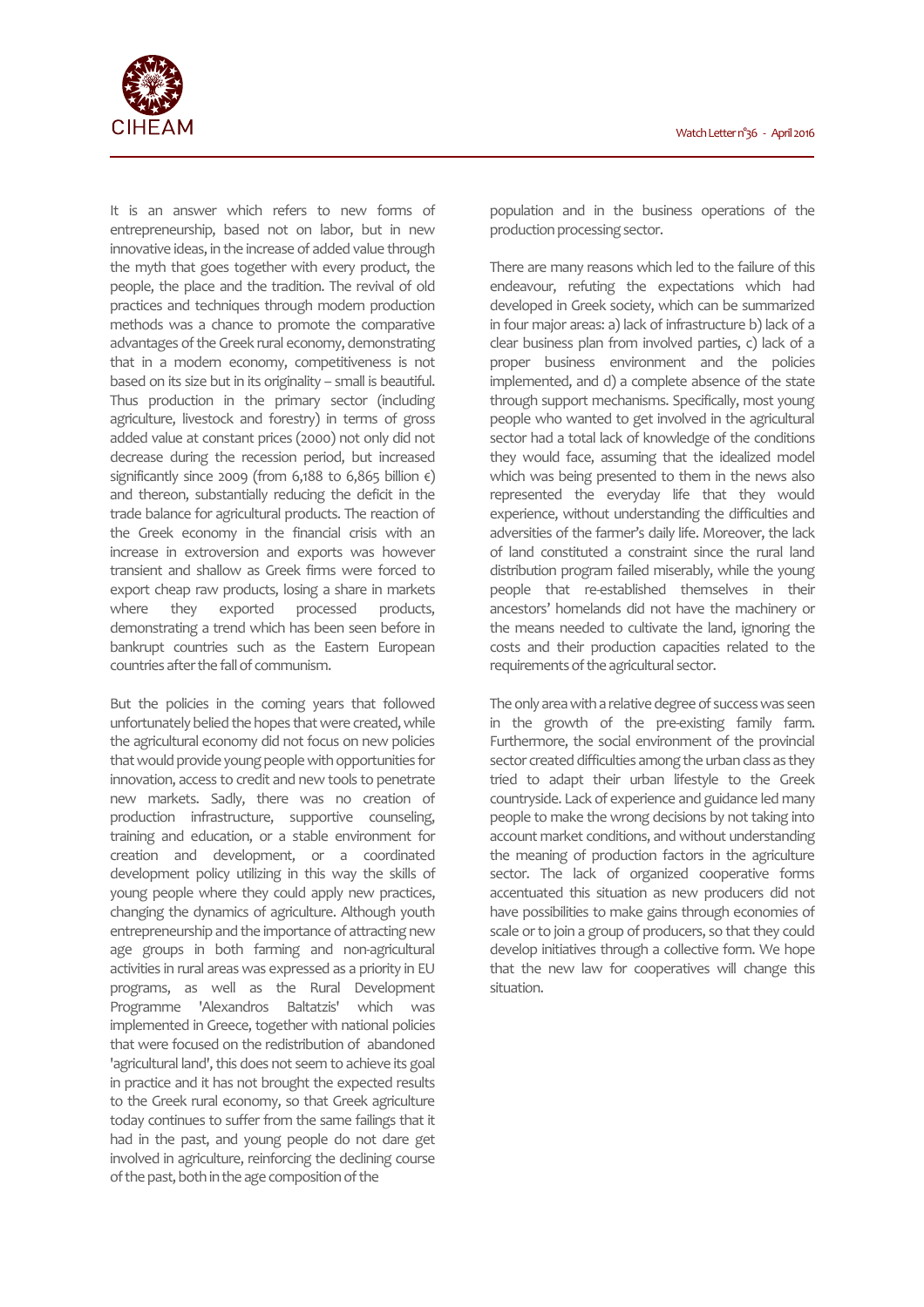It is an answer which refers to new forms of entrepreneurship, based not on labor, but in new innovative ideas, in the increase of added value through the myth that goes together with every product, the people, the place and the tradition. The revival of old practices and techniques through modern production methods was a chance to promote the comparative advantages of the Greek rural economy, demonstrating that in a modern economy, competitiveness is not based on its size but in its originality – small is beautiful. Thus production in the primary sector (including agriculture, livestock and forestry) in terms of gross added value at constant prices (2000) not only did not decrease during the recession period, but increased significantly since 2009 (from 6,188 to 6,865 billion €) and thereon, substantially reducing the deficit in the trade balance for agricultural products. The reaction of the Greek economy in the financial crisis with an increase in extroversion and exports was however transient and shallow as Greek firms were forced to export cheap raw products, losing a share in markets where they exported processed products, demonstrating a trend which has been seen before in bankrupt countries such as the Eastern European countries after the fall of communism.

But the policies in the coming years that followed unfortunately belied the hopes that were created, while the agricultural economy did not focus on new policies that would provide young people with opportunities for innovation, access to credit and new tools to penetrate new markets. Sadly, there was no creation of production infrastructure, supportive counseling, training and education, or a stable environment for creation and development, or a coordinated development policy utilizing in this way the skills of young people where they could apply new practices, changing the dynamics of agriculture. Although youth entrepreneurship and the importance of attracting new age groups in both farming and non-agricultural activities in rural areas was expressed as a priority in EU programs, as well as the Rural Development Programme 'Alexandros Baltatzis' which was implemented in Greece, together with national policies that were focused on the redistribution of abandoned 'agricultural land', this does not seem to achieve its goal in practice and it has not brought the expected results to the Greek rural economy, so that Greek agriculture today continues to suffer from the same failings that it had in the past, and young people do not dare get involved in agriculture, reinforcing the declining course of the past, both in the age composition of the population and in the business operations of the production processing sector.

There are many reasons which led to the failure of this endeavour, refuting the expectations which had developed in Greek society, which can be summarized in four major areas: a) lack of infrastructure b) lack of a clear business plan from involved parties, c) lack of a proper business environment and the policies implemented, and d) a complete absence of the state through support mechanisms. Specifically, most young people who wanted to get involved in the agricultural sector had a total lack of knowledge of the conditions they would face, assuming that the idealized model which was being presented to them in the news also represented the everyday life that they would experience, without understanding the difficulties and adversities of the farmer's daily life. Moreover, the lack of land constituted a constraint since the rural land distribution program failed miserably, while the young people that re-established themselves in their ancestors' homelands did not have the machinery or the means needed to cultivate the land, ignoring the costs and their production capacities related to the requirements of the agricultural sector.

The only area with a relative degree of success was seen in the growth of the pre-existing family farm. Furthermore, the social environment of the provincial sector created difficulties among the urban class as they tried to adapt their urban lifestyle to the Greek countryside. Lack of experience and guidance led many people to make the wrong decisions by not taking into account market conditions, and without understanding the meaning of production factors in the agriculture sector. The lack of organized cooperative forms accentuated this situation as new producers did not have possibilities to make gains through economies of scale or to join a group of producers, so that they could develop initiatives through a collective form. We hope that the new law for cooperatives will change this situation.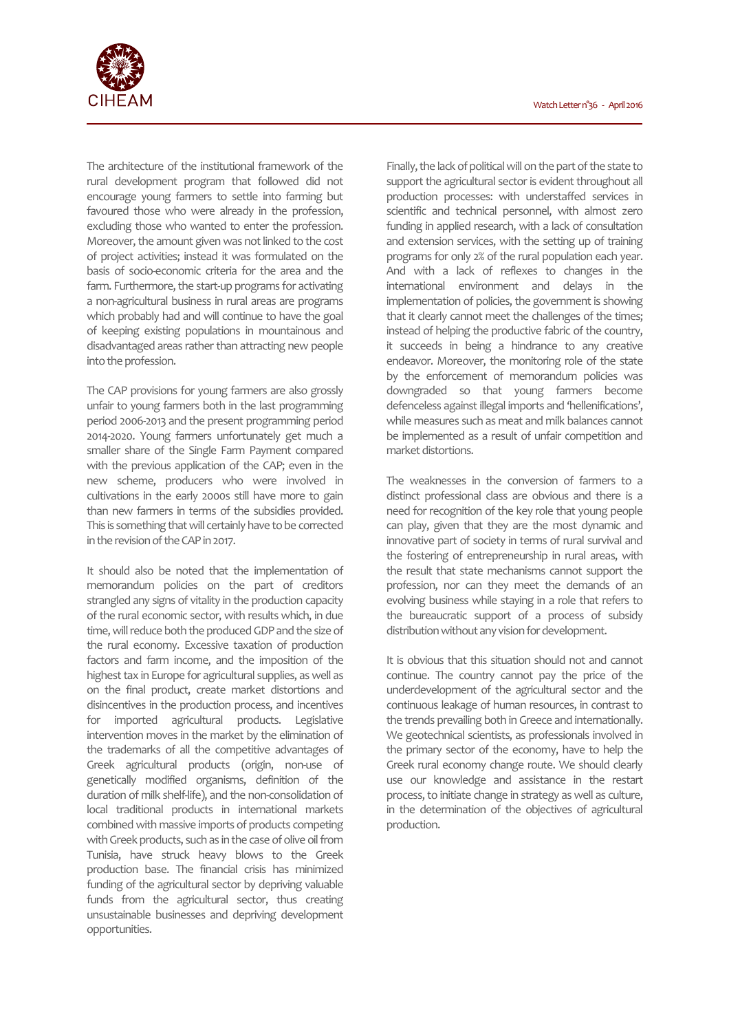The architecture of the institutional framework of the rural development program that followed did not encourage young farmers to settle into farming but favoured those who were already in the profession, excluding those who wanted to enter the profession. Moreover, the amount given was not linked to the cost of project activities; instead it was formulated on the basis of socio-economic criteria for the area and the farm. Furthermore, the start-up programs for activating a non-agricultural business in rural areas are programs which probably had and will continue to have the goal of keeping existing populations in mountainous and disadvantaged areas rather than attracting new people into the profession.

The CAP provisions for young farmers are also grossly unfair to young farmers both in the last programming period 2006-2013 and the present programming period 2014-2020. Young farmers unfortunately get much a smaller share of the Single Farm Payment compared with the previous application of the CAP; even in the new scheme, producers who were involved in cultivations in the early 2000s still have more to gain than new farmers in terms of the subsidies provided. This is something that will certainly have to be corrected in the revision of the CAP in 2017.

It should also be noted that the implementation of memorandum policies on the part of creditors strangled any signs of vitality in the production capacity of the rural economic sector, with results which, in due time, will reduce both the produced GDP and the size of the rural economy. Excessive taxation of production factors and farm income, and the imposition of the highest tax in Europe for agricultural supplies, as well as on the final product, create market distortions and disincentives in the production process, and incentives for imported agricultural products. Legislative intervention moves in the market by the elimination of the trademarks of all the competitive advantages of Greek agricultural products (origin, non-use of genetically modified organisms, definition of the duration of milk shelf-life), and the non-consolidation of local traditional products in international markets combined with massive imports of products competing with Greek products, such as in the case of olive oil from Tunisia, have struck heavy blows to the Greek production base. The financial crisis has minimized funding of the agricultural sector by depriving valuable funds from the agricultural sector, thus creating unsustainable businesses and depriving development opportunities.

Finally, the lack of political will on the part of the state to support the agricultural sector is evident throughout all production processes: with understaffed services in scientific and technical personnel, with almost zero funding in applied research, with a lack of consultation and extension services, with the setting up of training programs for only 2% of the rural population each year. And with a lack of reflexes to changes in the international environment and delays in the implementation of policies, the government is showing that it clearly cannot meet the challenges of the times; instead of helping the productive fabric of the country, it succeeds in being a hindrance to any creative endeavor. Moreover, the monitoring role of the state by the enforcement of memorandum policies was downgraded so that young farmers become defenceless against illegal imports and 'hellenifications', while measures such as meat and milk balances cannot be implemented as a result of unfair competition and market distortions.

The weaknesses in the conversion of farmers to a distinct professional class are obvious and there is a need for recognition of the key role that young people can play, given that they are the most dynamic and innovative part of society in terms of rural survival and the fostering of entrepreneurship in rural areas, with the result that state mechanisms cannot support the profession, nor can they meet the demands of an evolving business while staying in a role that refers to the bureaucratic support of a process of subsidy distribution without any vision for development.

It is obvious that this situation should not and cannot continue. The country cannot pay the price of the underdevelopment of the agricultural sector and the continuous leakage of human resources, in contrast to the trends prevailing both in Greece and internationally. We geotechnical scientists, as professionals involved in the primary sector of the economy, have to help the Greek rural economy change route. We should clearly use our knowledge and assistance in the restart process, to initiate change in strategy as well as culture, in the determination of the objectives of agricultural production.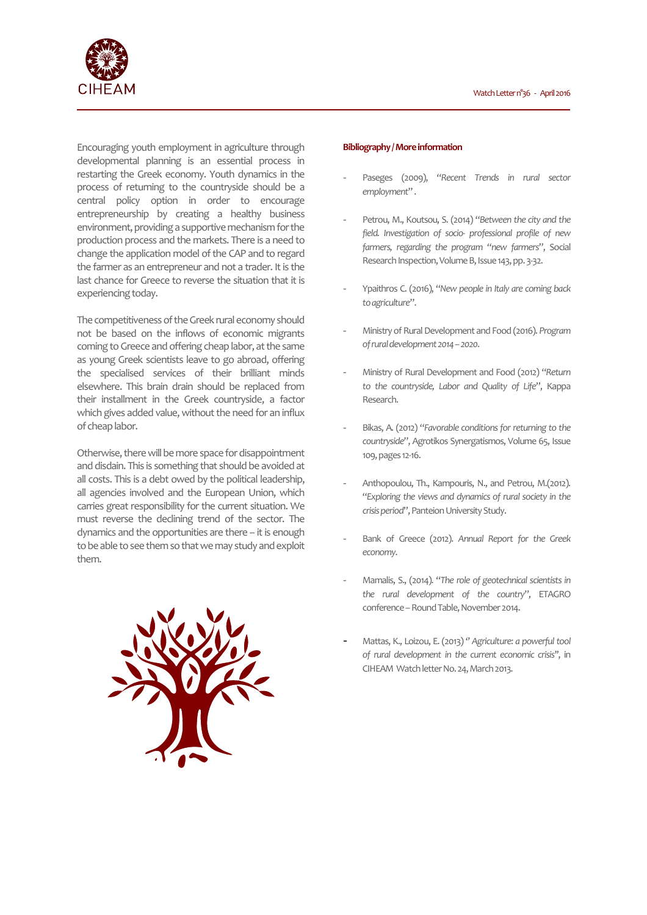Encouraging youth employment in agriculture through developmental planning is an essential process in restarting the Greek economy. Youth dynamics in the process of returning to the countryside should be a central policy option in order to encourage entrepreneurship by creating a healthy business environment, providing a supportive mechanism for the production process and the markets. There is a need to change the application model of the CAP and to regard the farmer as an entrepreneur and not a trader. It is the last chance for Greece to reverse the situation that it is experiencing today.

The competitiveness of the Greek rural economy should not be based on the inflows of economic migrants coming to Greece and offering cheap labor, at the same as young Greek scientists leave to go abroad, offering the specialised services of their brilliant minds elsewhere. This brain drain should be replaced from their installment in the Greek countryside, a factor which gives added value, without the need for an influx of cheap labor.

Otherwise, there will be more space for disappointment and disdain. This is something that should be avoided at all costs. This is a debt owed by the political leadership, all agencies involved and the European Union, which carries great responsibility for the current situation. We must reverse the declining trend of the sector. The dynamics and the opportunities are there – it is enough to be able to see them so that we may study and exploit them.

**Bibliography / More information**

- Paseges (2009), *"Recent Trends in rural sector employment"*.
- Petrou, M., Koutsou, S. (2014) *"Between the city and the field. Investigation of socio- professional profile of new farmers, regarding the program "new farmers"*, Social Research Inspection, Volume B, Issue 143, pp. 3-32.
- Ypaithros C. (2016), *"New people in Italy are coming back to agriculture"*.
- Ministry of Rural Development and Food (2016). *Program of rural development 2014 – 2020.*
- Ministry of Rural Development and Food (2012) *"Return to the countryside, Labor and Quality of Life"*, Kappa Research.
- Bikas, A. (2012) *"Favorable conditions for returning to the countryside"*, Agrotikos Synergatismos, Volume 65, Issue 109, pages 12-16.
- Anthopoulou, Th., Kampouris, N., and Petrou, M.(2012). *"Exploring the views and dynamics of rural society in the crisis period"*, Panteion University Study.
- Bank of Greece (2012). *Annual Report for the Greek economy.*
- Mamalis, S., (2014). *"The role of geotechnical scientists in the rural development of the country"*, ETAGRO conference – Round Table, November 2014.
- Mattas, K., Loizou, E. (2013) *" Agriculture: a powerful tool of rural development in the current economic crisis"*, in CIHEAM Watch letter No. 24, March 2013.